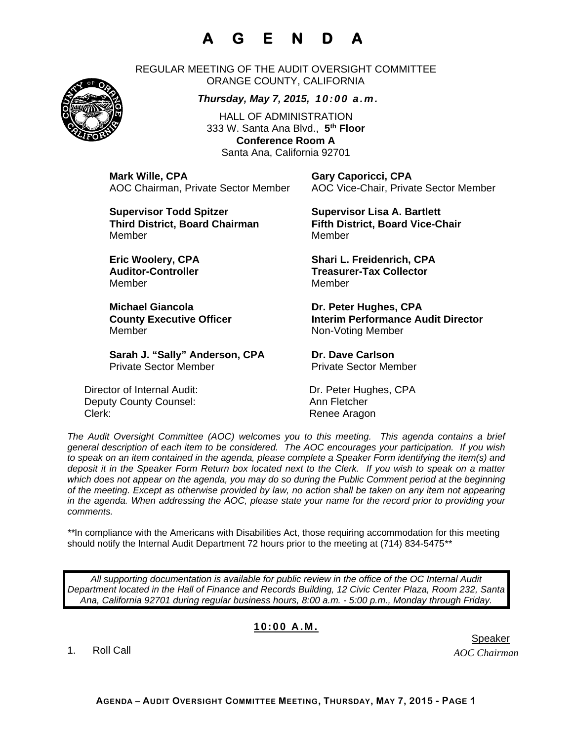# A G E N D A

REGULAR MEETING OF THE AUDIT OVERSIGHT COMMITTEE
ORANGE COUNTY, CALIFORNIA

***Thursday, May 7, 2015, 10:00 a.m.***

HALL OF ADMINISTRATION
333 W. Santa Ana Blvd., **5th Floor**
**Conference Room A**
Santa Ana, California 92701

**Mark Wille, CPA**
AOC Chairman, Private Sector Member

**Gary Caporicci, CPA**
AOC Vice-Chair, Private Sector Member

**Supervisor Todd Spitzer**
**Third District, Board Chairman**
Member

**Supervisor Lisa A. Bartlett**
**Fifth District, Board Vice-Chair**
Member

**Eric Woolery, CPA**
**Auditor-Controller**
Member

**Shari L. Freidenrich, CPA**
**Treasurer-Tax Collector**
Member

**Michael Giancola**
**County Executive Officer**
Member

**Dr. Peter Hughes, CPA**
**Interim Performance Audit Director**
Non-Voting Member

**Sarah J. "Sally" Anderson, CPA**
Private Sector Member

**Dr. Dave Carlson**
Private Sector Member

Director of Internal Audit: Dr. Peter Hughes, CPA
Deputy County Counsel: Ann Fletcher
Clerk: Renee Aragon

*The Audit Oversight Committee (AOC) welcomes you to this meeting. This agenda contains a brief general description of each item to be considered. The AOC encourages your participation. If you wish to speak on an item contained in the agenda, please complete a Speaker Form identifying the item(s) and deposit it in the Speaker Form Return box located next to the Clerk. If you wish to speak on a matter which does not appear on the agenda, you may do so during the Public Comment period at the beginning of the meeting. Except as otherwise provided by law, no action shall be taken on any item not appearing in the agenda. When addressing the AOC, please state your name for the record prior to providing your comments.*

\*\*In compliance with the Americans with Disabilities Act, those requiring accommodation for this meeting should notify the Internal Audit Department 72 hours prior to the meeting at (714) 834-5475\*\*

*All supporting documentation is available for public review in the office of the OC Internal Audit Department located in the Hall of Finance and Records Building, 12 Civic Center Plaza, Room 232, Santa Ana, California 92701 during regular business hours, 8:00 a.m. - 5:00 p.m., Monday through Friday.*

**10:00 A.M.**

| | Speaker |
|---|---|
| 1. Roll Call | *AOC Chairman* |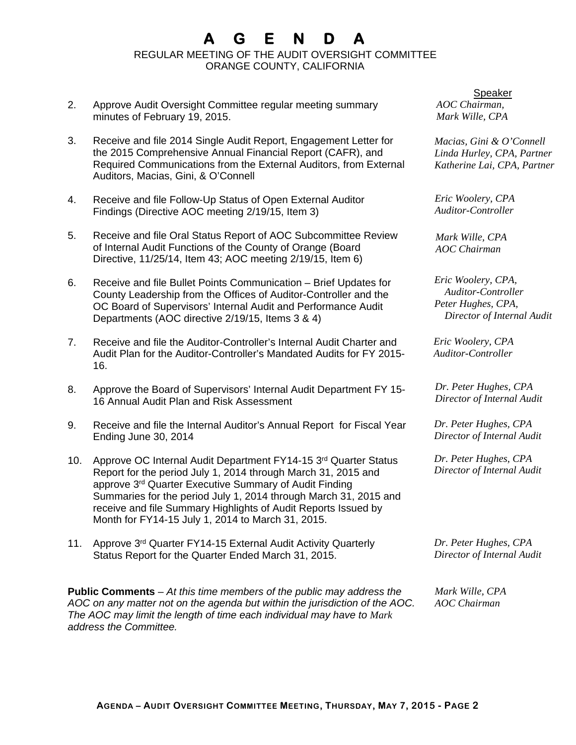# A G E N D A

REGULAR MEETING OF THE AUDIT OVERSIGHT COMMITTEE
ORANGE COUNTY, CALIFORNIA

| | | Speaker |
|---|---|---|
| 2. | Approve Audit Oversight Committee regular meeting summary minutes of February 19, 2015. | *AOC Chairman, Mark Wille, CPA* |
| 3. | Receive and file 2014 Single Audit Report, Engagement Letter for the 2015 Comprehensive Annual Financial Report (CAFR), and Required Communications from the External Auditors, from External Auditors, Macias, Gini, & O'Connell | *Macias, Gini & O'Connell Linda Hurley, CPA, Partner Katherine Lai, CPA, Partner* |
| 4. | Receive and file Follow-Up Status of Open External Auditor Findings (Directive AOC meeting 2/19/15, Item 3) | *Eric Woolery, CPA Auditor-Controller* |
| 5. | Receive and file Oral Status Report of AOC Subcommittee Review of Internal Audit Functions of the County of Orange (Board Directive, 11/25/14, Item 43; AOC meeting 2/19/15, Item 6) | *Mark Wille, CPA AOC Chairman* |
| 6. | Receive and file Bullet Points Communication – Brief Updates for County Leadership from the Offices of Auditor-Controller and the OC Board of Supervisors' Internal Audit and Performance Audit Departments (AOC directive 2/19/15, Items 3 & 4) | *Eric Woolery, CPA, Auditor-Controller Peter Hughes, CPA, Director of Internal Audit* |
| 7. | Receive and file the Auditor-Controller's Internal Audit Charter and Audit Plan for the Auditor-Controller's Mandated Audits for FY 2015-16. | *Eric Woolery, CPA Auditor-Controller* |
| 8. | Approve the Board of Supervisors' Internal Audit Department FY 15-16 Annual Audit Plan and Risk Assessment | *Dr. Peter Hughes, CPA Director of Internal Audit* |
| 9. | Receive and file the Internal Auditor's Annual Report for Fiscal Year Ending June 30, 2014 | *Dr. Peter Hughes, CPA Director of Internal Audit* |
| 10. | Approve OC Internal Audit Department FY14-15 3rd Quarter Status Report for the period July 1, 2014 through March 31, 2015 and approve 3rd Quarter Executive Summary of Audit Finding Summaries for the period July 1, 2014 through March 31, 2015 and receive and file Summary Highlights of Audit Reports Issued by Month for FY14-15 July 1, 2014 to March 31, 2015. | *Dr. Peter Hughes, CPA Director of Internal Audit* |
| 11. | Approve 3rd Quarter FY14-15 External Audit Activity Quarterly Status Report for the Quarter Ended March 31, 2015. | *Dr. Peter Hughes, CPA Director of Internal Audit* |

**Public Comments** – *At this time members of the public may address the AOC on any matter not on the agenda but within the jurisdiction of the AOC. The AOC may limit the length of time each individual may have to* Mark *address the Committee.* — *Mark Wille, CPA AOC Chairman*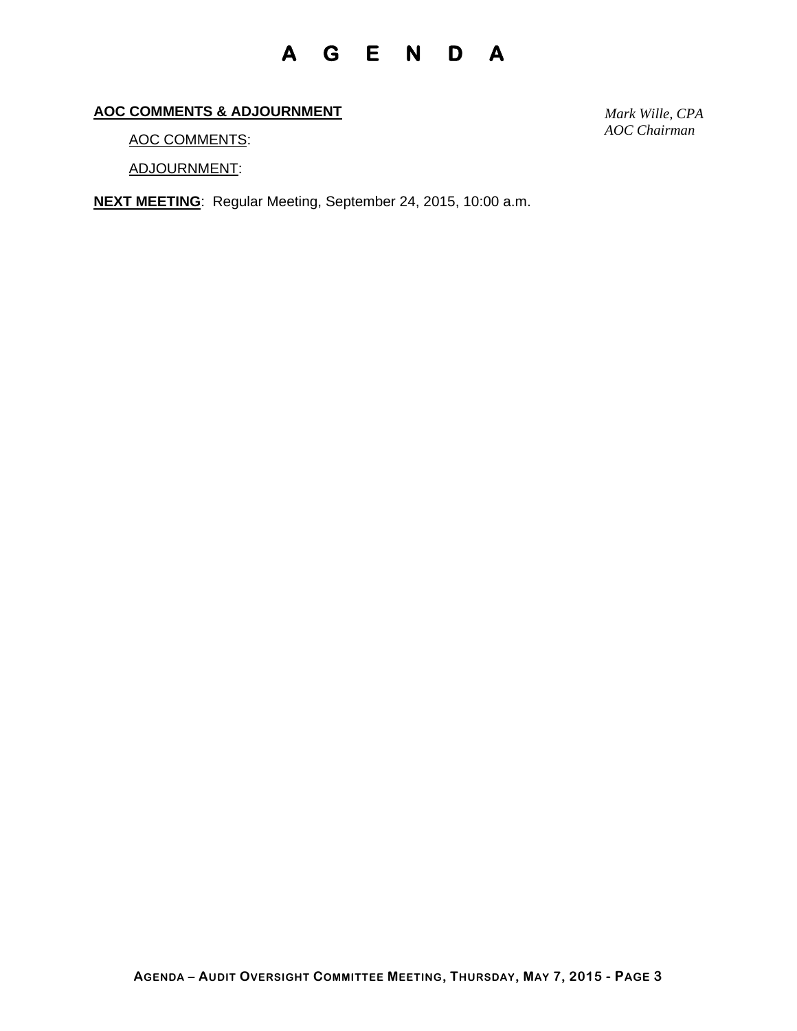# A G E N D A

**AOC COMMENTS & ADJOURNMENT**

*Mark Wille, CPA*
*AOC Chairman*

AOC COMMENTS:

ADJOURNMENT:

**NEXT MEETING**: Regular Meeting, September 24, 2015, 10:00 a.m.